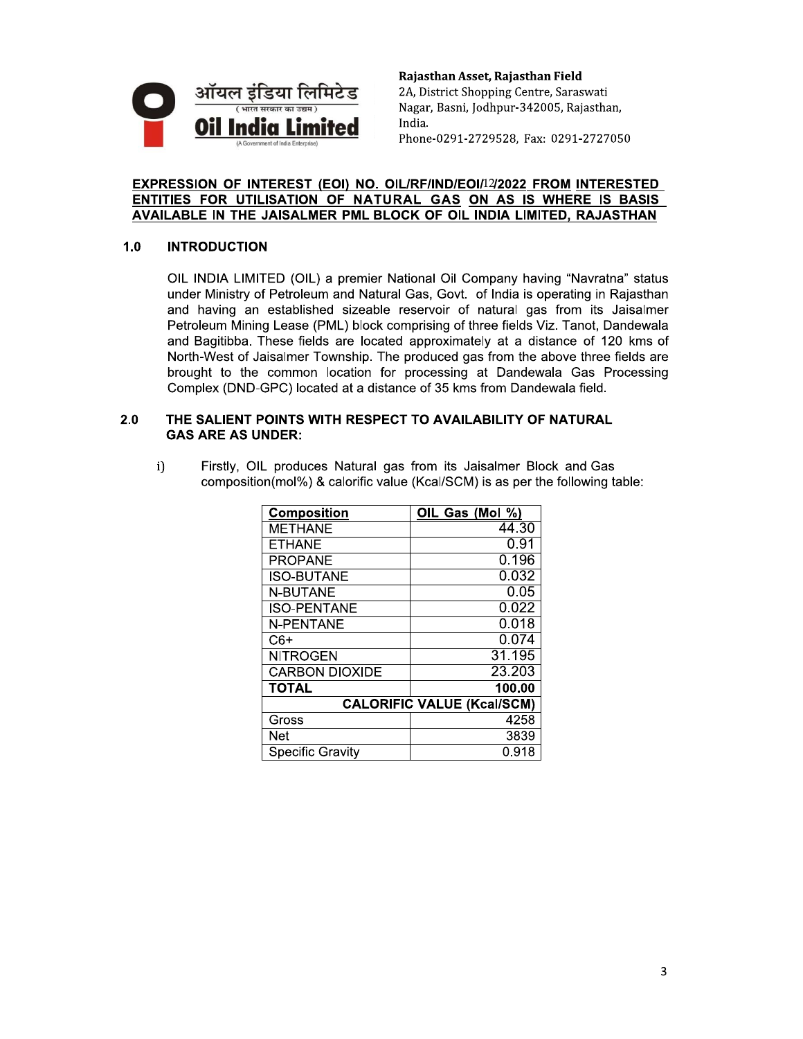ऑयल इंडिया लिमिटेड
( भारत सरकार का उद्यम )
**Oil India Limited**
(A Government of India Enterprise)

**Rajasthan Asset, Rajasthan Field**
2A, District Shopping Centre, Saraswati Nagar, Basni, Jodhpur-342005, Rajasthan, India.
Phone-0291-2729528, Fax: 0291-2727050

## EXPRESSION OF INTEREST (EOI) NO. OIL/RF/IND/EOI/12/2022 FROM INTERESTED ENTITIES FOR UTILISATION OF NATURAL GAS ON AS IS WHERE IS BASIS AVAILABLE IN THE JAISALMER PML BLOCK OF OIL INDIA LIMITED, RAJASTHAN

### 1.0 INTRODUCTION

OIL INDIA LIMITED (OIL) a premier National Oil Company having "Navratna" status under Ministry of Petroleum and Natural Gas, Govt. of India is operating in Rajasthan and having an established sizeable reservoir of natural gas from its Jaisalmer Petroleum Mining Lease (PML) block comprising of three fields Viz. Tanot, Dandewala and Bagitibba. These fields are located approximately at a distance of 120 kms of North-West of Jaisalmer Township. The produced gas from the above three fields are brought to the common location for processing at Dandewala Gas Processing Complex (DND-GPC) located at a distance of 35 kms from Dandewala field.

### 2.0 THE SALIENT POINTS WITH RESPECT TO AVAILABILITY OF NATURAL GAS ARE AS UNDER:

i) Firstly, OIL produces Natural gas from its Jaisalmer Block and Gas composition(mol%) & calorific value (Kcal/SCM) is as per the following table:

| Composition | OIL Gas (Mol %) |
|---|---|
| METHANE | 44.30 |
| ETHANE | 0.91 |
| PROPANE | 0.196 |
| ISO-BUTANE | 0.032 |
| N-BUTANE | 0.05 |
| ISO-PENTANE | 0.022 |
| N-PENTANE | 0.018 |
| C6+ | 0.074 |
| NITROGEN | 31.195 |
| CARBON DIOXIDE | 23.203 |
| **TOTAL** | **100.00** |
| **CALORIFIC VALUE (Kcal/SCM)** | |
| Gross | 4258 |
| Net | 3839 |
| Specific Gravity | 0.918 |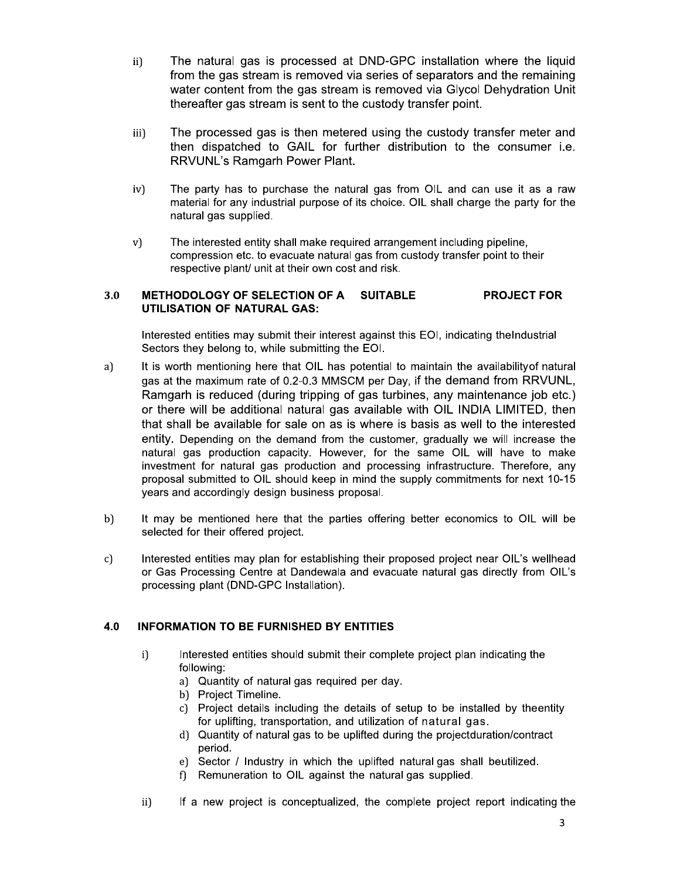ii) The natural gas is processed at DND-GPC installation where the liquid from the gas stream is removed via series of separators and the remaining water content from the gas stream is removed via Glycol Dehydration Unit thereafter gas stream is sent to the custody transfer point.

iii) The processed gas is then metered using the custody transfer meter and then dispatched to GAIL for further distribution to the consumer i.e. RRVUNL's Ramgarh Power Plant.

iv) The party has to purchase the natural gas from OIL and can use it as a raw material for any industrial purpose of its choice. OIL shall charge the party for the natural gas supplied.

v) The interested entity shall make required arrangement including pipeline, compression etc. to evacuate natural gas from custody transfer point to their respective plant/ unit at their own cost and risk.

## 3.0 METHODOLOGY OF SELECTION OF A SUITABLE PROJECT FOR UTILISATION OF NATURAL GAS:

Interested entities may submit their interest against this EOI, indicating theIndustrial Sectors they belong to, while submitting the EOI.

a) It is worth mentioning here that OIL has potential to maintain the availabilityof natural gas at the maximum rate of 0.2-0.3 MMSCM per Day, if the demand from RRVUNL, Ramgarh is reduced (during tripping of gas turbines, any maintenance job etc.) or there will be additional natural gas available with OIL INDIA LIMITED, then that shall be available for sale on as is where is basis as well to the interested entity. Depending on the demand from the customer, gradually we will increase the natural gas production capacity. However, for the same OIL will have to make investment for natural gas production and processing infrastructure. Therefore, any proposal submitted to OIL should keep in mind the supply commitments for next 10-15 years and accordingly design business proposal.

b) It may be mentioned here that the parties offering better economics to OIL will be selected for their offered project.

c) Interested entities may plan for establishing their proposed project near OIL's wellhead or Gas Processing Centre at Dandewala and evacuate natural gas directly from OIL's processing plant (DND-GPC Installation).

## 4.0 INFORMATION TO BE FURNISHED BY ENTITIES

i) Interested entities should submit their complete project plan indicating the following:
   a) Quantity of natural gas required per day.
   b) Project Timeline.
   c) Project details including the details of setup to be installed by theentity for uplifting, transportation, and utilization of natural gas.
   d) Quantity of natural gas to be uplifted during the projectduration/contract period.
   e) Sector / Industry in which the uplifted natural gas shall beutilized.
   f) Remuneration to OIL against the natural gas supplied.

ii) If a new project is conceptualized, the complete project report indicating the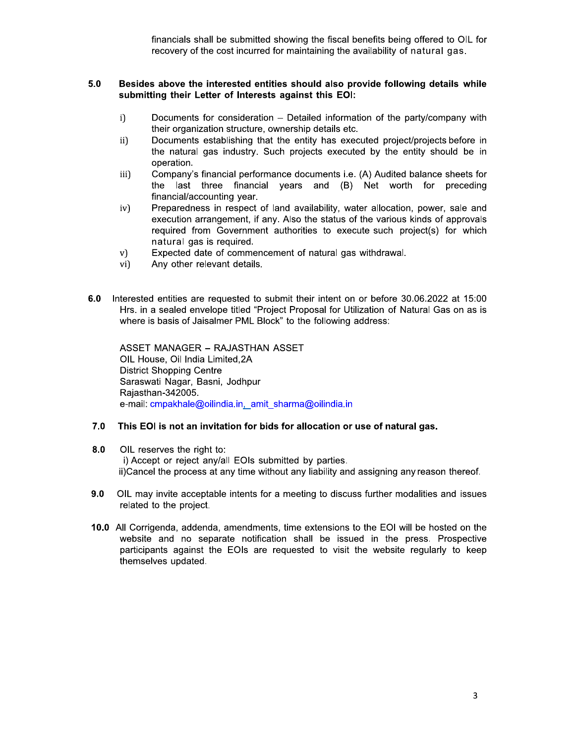financials shall be submitted showing the fiscal benefits being offered to OIL for recovery of the cost incurred for maintaining the availability of natural gas.

**5.0 Besides above the interested entities should also provide following details while submitting their Letter of Interests against this EOI:**

i) Documents for consideration – Detailed information of the party/company with their organization structure, ownership details etc.

ii) Documents establishing that the entity has executed project/projects before in the natural gas industry. Such projects executed by the entity should be in operation.

iii) Company's financial performance documents i.e. (A) Audited balance sheets for the last three financial years and (B) Net worth for preceding financial/accounting year.

iv) Preparedness in respect of land availability, water allocation, power, sale and execution arrangement, if any. Also the status of the various kinds of approvals required from Government authorities to execute such project(s) for which natural gas is required.

v) Expected date of commencement of natural gas withdrawal.

vi) Any other relevant details.

**6.0** Interested entities are requested to submit their intent on or before 30.06.2022 at 15:00 Hrs. in a sealed envelope titled "Project Proposal for Utilization of Natural Gas on as is where is basis of Jaisalmer PML Block" to the following address:

ASSET MANAGER – RAJASTHAN ASSET
OIL House, Oil India Limited,2A
District Shopping Centre
Saraswati Nagar, Basni, Jodhpur
Rajasthan-342005.
e-mail: cmpakhale@oilindia.in, amit_sharma@oilindia.in

**7.0 This EOI is not an invitation for bids for allocation or use of natural gas.**

**8.0** OIL reserves the right to:
i) Accept or reject any/all EOIs submitted by parties.
ii)Cancel the process at any time without any liability and assigning any reason thereof.

**9.0** OIL may invite acceptable intents for a meeting to discuss further modalities and issues related to the project.

**10.0** All Corrigenda, addenda, amendments, time extensions to the EOI will be hosted on the website and no separate notification shall be issued in the press. Prospective participants against the EOIs are requested to visit the website regularly to keep themselves updated.